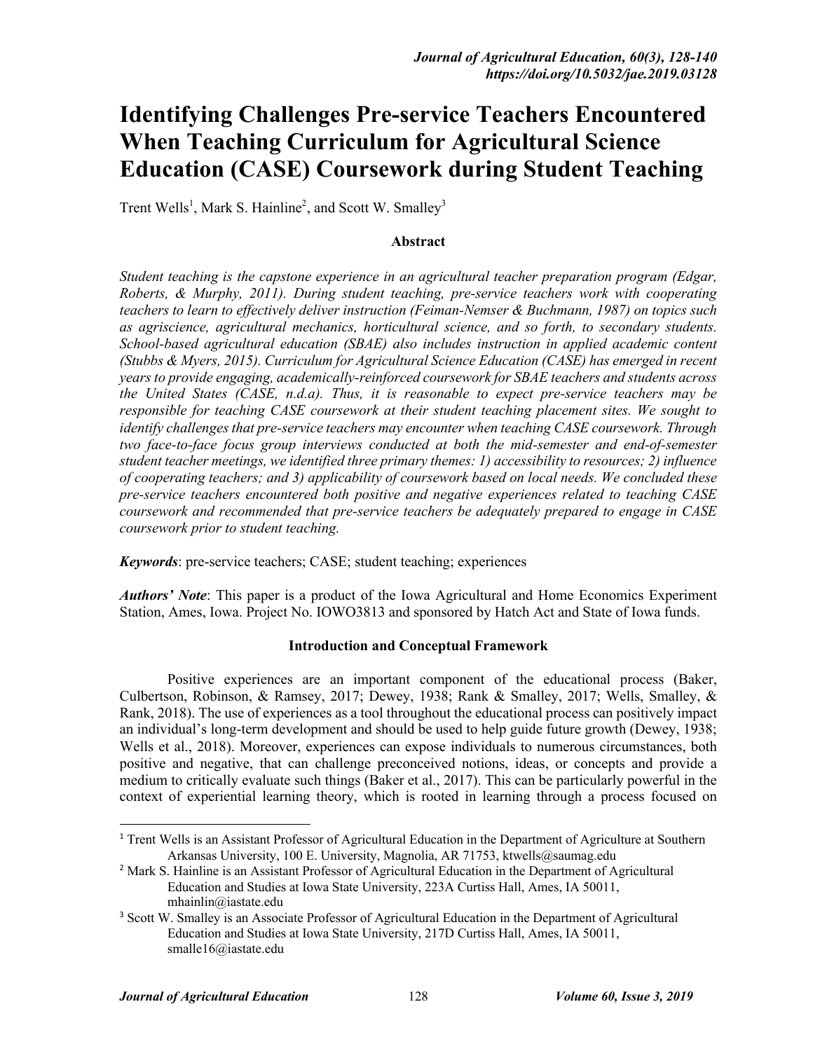# Identifying Challenges Pre-service Teachers Encountered When Teaching Curriculum for Agricultural Science Education (CASE) Coursework during Student Teaching

Trent Wells[1], Mark S. Hainline[2], and Scott W. Smalley[3]

## Abstract

*Student teaching is the capstone experience in an agricultural teacher preparation program (Edgar, Roberts, & Murphy, 2011). During student teaching, pre-service teachers work with cooperating teachers to learn to effectively deliver instruction (Feiman-Nemser & Buchmann, 1987) on topics such as agriscience, agricultural mechanics, horticultural science, and so forth, to secondary students. School-based agricultural education (SBAE) also includes instruction in applied academic content (Stubbs & Myers, 2015). Curriculum for Agricultural Science Education (CASE) has emerged in recent years to provide engaging, academically-reinforced coursework for SBAE teachers and students across the United States (CASE, n.d.a). Thus, it is reasonable to expect pre-service teachers may be responsible for teaching CASE coursework at their student teaching placement sites. We sought to identify challenges that pre-service teachers may encounter when teaching CASE coursework. Through two face-to-face focus group interviews conducted at both the mid-semester and end-of-semester student teacher meetings, we identified three primary themes: 1) accessibility to resources; 2) influence of cooperating teachers; and 3) applicability of coursework based on local needs. We concluded these pre-service teachers encountered both positive and negative experiences related to teaching CASE coursework and recommended that pre-service teachers be adequately prepared to engage in CASE coursework prior to student teaching.*

***Keywords***: pre-service teachers; CASE; student teaching; experiences

***Authors' Note***: This paper is a product of the Iowa Agricultural and Home Economics Experiment Station, Ames, Iowa. Project No. IOWO3813 and sponsored by Hatch Act and State of Iowa funds.

## Introduction and Conceptual Framework

Positive experiences are an important component of the educational process (Baker, Culbertson, Robinson, & Ramsey, 2017; Dewey, 1938; Rank & Smalley, 2017; Wells, Smalley, & Rank, 2018). The use of experiences as a tool throughout the educational process can positively impact an individual's long-term development and should be used to help guide future growth (Dewey, 1938; Wells et al., 2018). Moreover, experiences can expose individuals to numerous circumstances, both positive and negative, that can challenge preconceived notions, ideas, or concepts and provide a medium to critically evaluate such things (Baker et al., 2017). This can be particularly powerful in the context of experiential learning theory, which is rooted in learning through a process focused on

---

[1] Trent Wells is an Assistant Professor of Agricultural Education in the Department of Agriculture at Southern Arkansas University, 100 E. University, Magnolia, AR 71753, ktwells@saumag.edu

[2] Mark S. Hainline is an Assistant Professor of Agricultural Education in the Department of Agricultural Education and Studies at Iowa State University, 223A Curtiss Hall, Ames, IA 50011, mhainlin@iastate.edu

[3] Scott W. Smalley is an Associate Professor of Agricultural Education in the Department of Agricultural Education and Studies at Iowa State University, 217D Curtiss Hall, Ames, IA 50011, smalle16@iastate.edu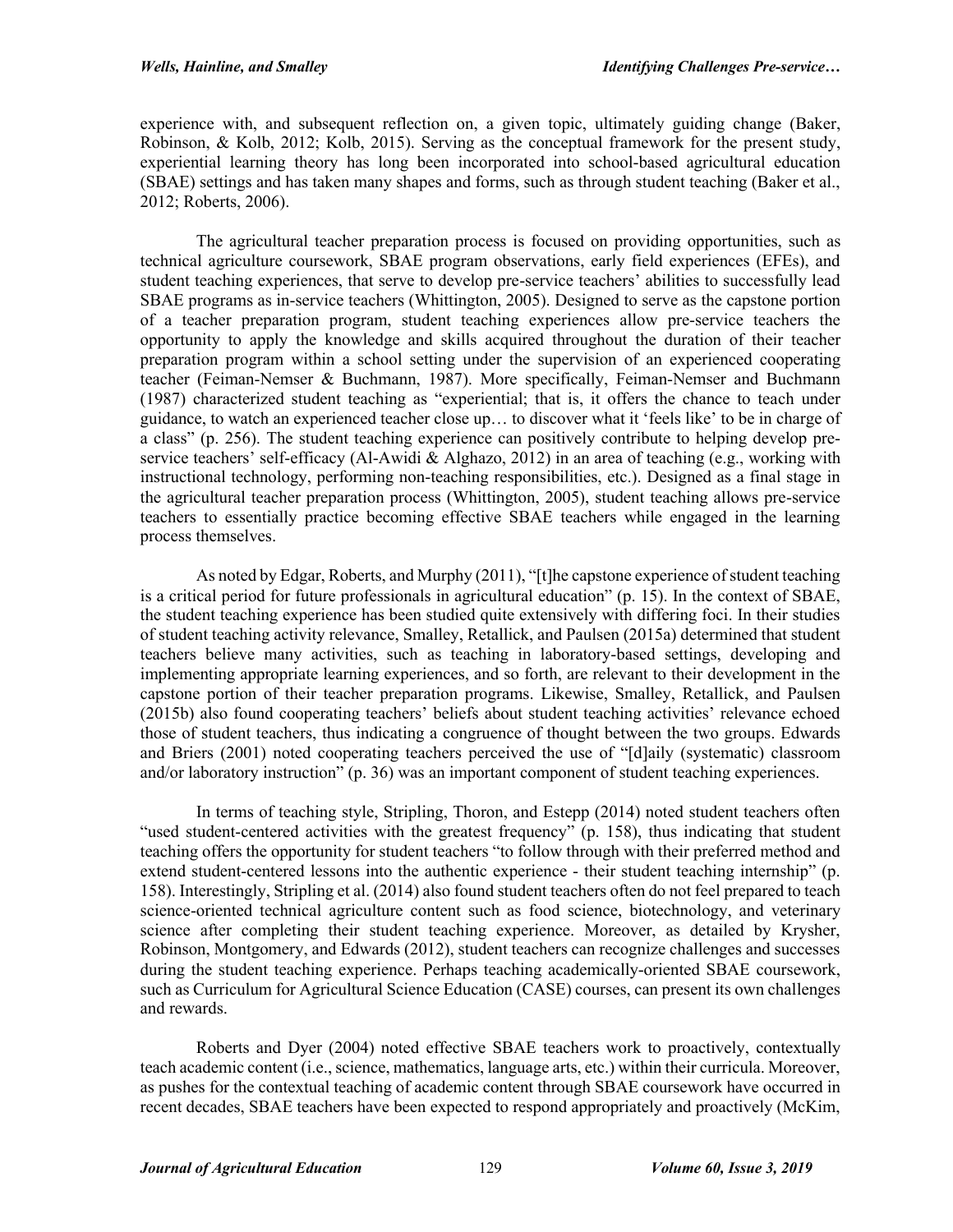experience with, and subsequent reflection on, a given topic, ultimately guiding change (Baker, Robinson, & Kolb, 2012; Kolb, 2015). Serving as the conceptual framework for the present study, experiential learning theory has long been incorporated into school-based agricultural education (SBAE) settings and has taken many shapes and forms, such as through student teaching (Baker et al., 2012; Roberts, 2006).

The agricultural teacher preparation process is focused on providing opportunities, such as technical agriculture coursework, SBAE program observations, early field experiences (EFEs), and student teaching experiences, that serve to develop pre-service teachers' abilities to successfully lead SBAE programs as in-service teachers (Whittington, 2005). Designed to serve as the capstone portion of a teacher preparation program, student teaching experiences allow pre-service teachers the opportunity to apply the knowledge and skills acquired throughout the duration of their teacher preparation program within a school setting under the supervision of an experienced cooperating teacher (Feiman-Nemser & Buchmann, 1987). More specifically, Feiman-Nemser and Buchmann (1987) characterized student teaching as "experiential; that is, it offers the chance to teach under guidance, to watch an experienced teacher close up… to discover what it 'feels like' to be in charge of a class" (p. 256). The student teaching experience can positively contribute to helping develop pre-service teachers' self-efficacy (Al-Awidi & Alghazo, 2012) in an area of teaching (e.g., working with instructional technology, performing non-teaching responsibilities, etc.). Designed as a final stage in the agricultural teacher preparation process (Whittington, 2005), student teaching allows pre-service teachers to essentially practice becoming effective SBAE teachers while engaged in the learning process themselves.

As noted by Edgar, Roberts, and Murphy (2011), "[t]he capstone experience of student teaching is a critical period for future professionals in agricultural education" (p. 15). In the context of SBAE, the student teaching experience has been studied quite extensively with differing foci. In their studies of student teaching activity relevance, Smalley, Retallick, and Paulsen (2015a) determined that student teachers believe many activities, such as teaching in laboratory-based settings, developing and implementing appropriate learning experiences, and so forth, are relevant to their development in the capstone portion of their teacher preparation programs. Likewise, Smalley, Retallick, and Paulsen (2015b) also found cooperating teachers' beliefs about student teaching activities' relevance echoed those of student teachers, thus indicating a congruence of thought between the two groups. Edwards and Briers (2001) noted cooperating teachers perceived the use of "[d]aily (systematic) classroom and/or laboratory instruction" (p. 36) was an important component of student teaching experiences.

In terms of teaching style, Stripling, Thoron, and Estepp (2014) noted student teachers often "used student-centered activities with the greatest frequency" (p. 158), thus indicating that student teaching offers the opportunity for student teachers "to follow through with their preferred method and extend student-centered lessons into the authentic experience - their student teaching internship" (p. 158). Interestingly, Stripling et al. (2014) also found student teachers often do not feel prepared to teach science-oriented technical agriculture content such as food science, biotechnology, and veterinary science after completing their student teaching experience. Moreover, as detailed by Krysher, Robinson, Montgomery, and Edwards (2012), student teachers can recognize challenges and successes during the student teaching experience. Perhaps teaching academically-oriented SBAE coursework, such as Curriculum for Agricultural Science Education (CASE) courses, can present its own challenges and rewards.

Roberts and Dyer (2004) noted effective SBAE teachers work to proactively, contextually teach academic content (i.e., science, mathematics, language arts, etc.) within their curricula. Moreover, as pushes for the contextual teaching of academic content through SBAE coursework have occurred in recent decades, SBAE teachers have been expected to respond appropriately and proactively (McKim,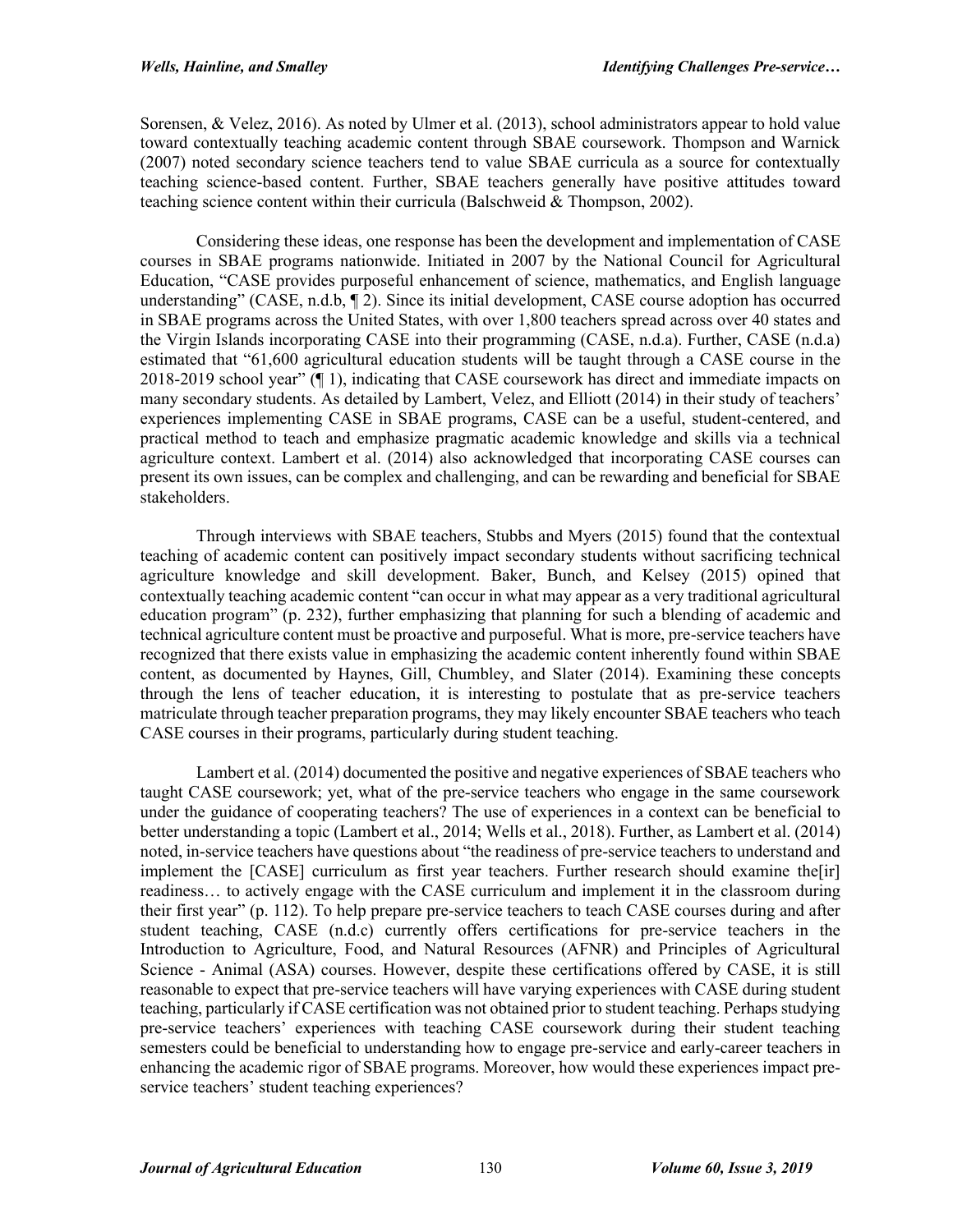Sorensen, & Velez, 2016). As noted by Ulmer et al. (2013), school administrators appear to hold value toward contextually teaching academic content through SBAE coursework. Thompson and Warnick (2007) noted secondary science teachers tend to value SBAE curricula as a source for contextually teaching science-based content. Further, SBAE teachers generally have positive attitudes toward teaching science content within their curricula (Balschweid & Thompson, 2002).

Considering these ideas, one response has been the development and implementation of CASE courses in SBAE programs nationwide. Initiated in 2007 by the National Council for Agricultural Education, "CASE provides purposeful enhancement of science, mathematics, and English language understanding" (CASE, n.d.b, ¶ 2). Since its initial development, CASE course adoption has occurred in SBAE programs across the United States, with over 1,800 teachers spread across over 40 states and the Virgin Islands incorporating CASE into their programming (CASE, n.d.a). Further, CASE (n.d.a) estimated that "61,600 agricultural education students will be taught through a CASE course in the 2018-2019 school year" (¶ 1), indicating that CASE coursework has direct and immediate impacts on many secondary students. As detailed by Lambert, Velez, and Elliott (2014) in their study of teachers' experiences implementing CASE in SBAE programs, CASE can be a useful, student-centered, and practical method to teach and emphasize pragmatic academic knowledge and skills via a technical agriculture context. Lambert et al. (2014) also acknowledged that incorporating CASE courses can present its own issues, can be complex and challenging, and can be rewarding and beneficial for SBAE stakeholders.

Through interviews with SBAE teachers, Stubbs and Myers (2015) found that the contextual teaching of academic content can positively impact secondary students without sacrificing technical agriculture knowledge and skill development. Baker, Bunch, and Kelsey (2015) opined that contextually teaching academic content "can occur in what may appear as a very traditional agricultural education program" (p. 232), further emphasizing that planning for such a blending of academic and technical agriculture content must be proactive and purposeful. What is more, pre-service teachers have recognized that there exists value in emphasizing the academic content inherently found within SBAE content, as documented by Haynes, Gill, Chumbley, and Slater (2014). Examining these concepts through the lens of teacher education, it is interesting to postulate that as pre-service teachers matriculate through teacher preparation programs, they may likely encounter SBAE teachers who teach CASE courses in their programs, particularly during student teaching.

Lambert et al. (2014) documented the positive and negative experiences of SBAE teachers who taught CASE coursework; yet, what of the pre-service teachers who engage in the same coursework under the guidance of cooperating teachers? The use of experiences in a context can be beneficial to better understanding a topic (Lambert et al., 2014; Wells et al., 2018). Further, as Lambert et al. (2014) noted, in-service teachers have questions about "the readiness of pre-service teachers to understand and implement the [CASE] curriculum as first year teachers. Further research should examine the[ir] readiness… to actively engage with the CASE curriculum and implement it in the classroom during their first year" (p. 112). To help prepare pre-service teachers to teach CASE courses during and after student teaching, CASE (n.d.c) currently offers certifications for pre-service teachers in the Introduction to Agriculture, Food, and Natural Resources (AFNR) and Principles of Agricultural Science - Animal (ASA) courses. However, despite these certifications offered by CASE, it is still reasonable to expect that pre-service teachers will have varying experiences with CASE during student teaching, particularly if CASE certification was not obtained prior to student teaching. Perhaps studying pre-service teachers' experiences with teaching CASE coursework during their student teaching semesters could be beneficial to understanding how to engage pre-service and early-career teachers in enhancing the academic rigor of SBAE programs. Moreover, how would these experiences impact pre-service teachers' student teaching experiences?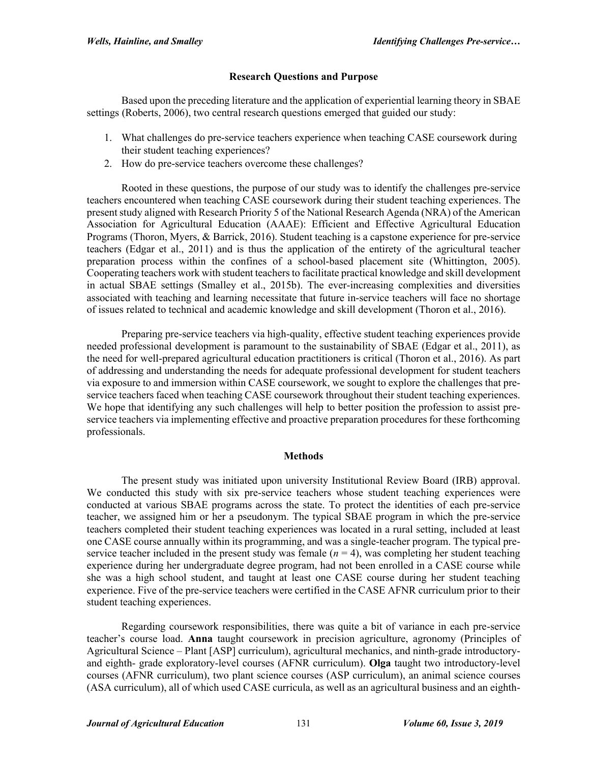## Research Questions and Purpose

Based upon the preceding literature and the application of experiential learning theory in SBAE settings (Roberts, 2006), two central research questions emerged that guided our study:

1. What challenges do pre-service teachers experience when teaching CASE coursework during their student teaching experiences?
2. How do pre-service teachers overcome these challenges?

Rooted in these questions, the purpose of our study was to identify the challenges pre-service teachers encountered when teaching CASE coursework during their student teaching experiences. The present study aligned with Research Priority 5 of the National Research Agenda (NRA) of the American Association for Agricultural Education (AAAE): Efficient and Effective Agricultural Education Programs (Thoron, Myers, & Barrick, 2016). Student teaching is a capstone experience for pre-service teachers (Edgar et al., 2011) and is thus the application of the entirety of the agricultural teacher preparation process within the confines of a school-based placement site (Whittington, 2005). Cooperating teachers work with student teachers to facilitate practical knowledge and skill development in actual SBAE settings (Smalley et al., 2015b). The ever-increasing complexities and diversities associated with teaching and learning necessitate that future in-service teachers will face no shortage of issues related to technical and academic knowledge and skill development (Thoron et al., 2016).

Preparing pre-service teachers via high-quality, effective student teaching experiences provide needed professional development is paramount to the sustainability of SBAE (Edgar et al., 2011), as the need for well-prepared agricultural education practitioners is critical (Thoron et al., 2016). As part of addressing and understanding the needs for adequate professional development for student teachers via exposure to and immersion within CASE coursework, we sought to explore the challenges that pre-service teachers faced when teaching CASE coursework throughout their student teaching experiences. We hope that identifying any such challenges will help to better position the profession to assist pre-service teachers via implementing effective and proactive preparation procedures for these forthcoming professionals.

## Methods

The present study was initiated upon university Institutional Review Board (IRB) approval. We conducted this study with six pre-service teachers whose student teaching experiences were conducted at various SBAE programs across the state. To protect the identities of each pre-service teacher, we assigned him or her a pseudonym. The typical SBAE program in which the pre-service teachers completed their student teaching experiences was located in a rural setting, included at least one CASE course annually within its programming, and was a single-teacher program. The typical pre-service teacher included in the present study was female ($n = 4$), was completing her student teaching experience during her undergraduate degree program, had not been enrolled in a CASE course while she was a high school student, and taught at least one CASE course during her student teaching experience. Five of the pre-service teachers were certified in the CASE AFNR curriculum prior to their student teaching experiences.

Regarding coursework responsibilities, there was quite a bit of variance in each pre-service teacher's course load. **Anna** taught coursework in precision agriculture, agronomy (Principles of Agricultural Science – Plant [ASP] curriculum), agricultural mechanics, and ninth-grade introductory- and eighth- grade exploratory-level courses (AFNR curriculum). **Olga** taught two introductory-level courses (AFNR curriculum), two plant science courses (ASP curriculum), an animal science courses (ASA curriculum), all of which used CASE curricula, as well as an agricultural business and an eighth-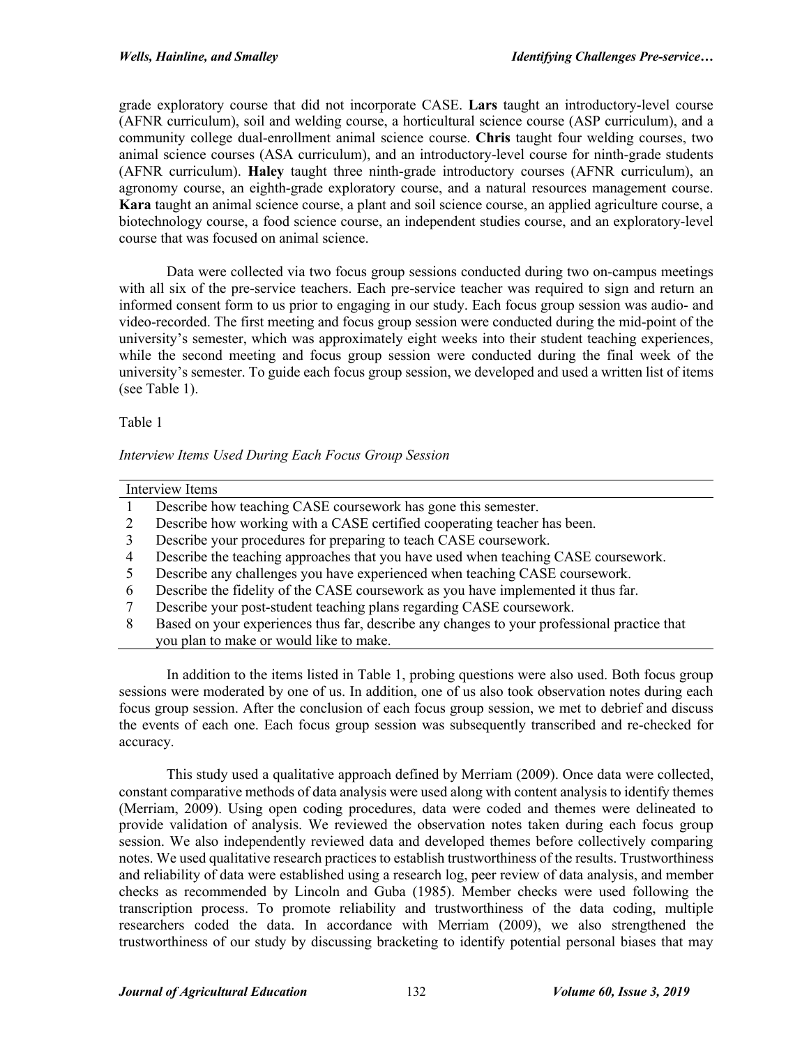grade exploratory course that did not incorporate CASE. **Lars** taught an introductory-level course (AFNR curriculum), soil and welding course, a horticultural science course (ASP curriculum), and a community college dual-enrollment animal science course. **Chris** taught four welding courses, two animal science courses (ASA curriculum), and an introductory-level course for ninth-grade students (AFNR curriculum). **Haley** taught three ninth-grade introductory courses (AFNR curriculum), an agronomy course, an eighth-grade exploratory course, and a natural resources management course. **Kara** taught an animal science course, a plant and soil science course, an applied agriculture course, a biotechnology course, a food science course, an independent studies course, and an exploratory-level course that was focused on animal science.

Data were collected via two focus group sessions conducted during two on-campus meetings with all six of the pre-service teachers. Each pre-service teacher was required to sign and return an informed consent form to us prior to engaging in our study. Each focus group session was audio- and video-recorded. The first meeting and focus group session were conducted during the mid-point of the university's semester, which was approximately eight weeks into their student teaching experiences, while the second meeting and focus group session were conducted during the final week of the university's semester. To guide each focus group session, we developed and used a written list of items (see Table 1).

Table 1

*Interview Items Used During Each Focus Group Session*

| | Interview Items |
|---|---|
| 1 | Describe how teaching CASE coursework has gone this semester. |
| 2 | Describe how working with a CASE certified cooperating teacher has been. |
| 3 | Describe your procedures for preparing to teach CASE coursework. |
| 4 | Describe the teaching approaches that you have used when teaching CASE coursework. |
| 5 | Describe any challenges you have experienced when teaching CASE coursework. |
| 6 | Describe the fidelity of the CASE coursework as you have implemented it thus far. |
| 7 | Describe your post-student teaching plans regarding CASE coursework. |
| 8 | Based on your experiences thus far, describe any changes to your professional practice that you plan to make or would like to make. |

In addition to the items listed in Table 1, probing questions were also used. Both focus group sessions were moderated by one of us. In addition, one of us also took observation notes during each focus group session. After the conclusion of each focus group session, we met to debrief and discuss the events of each one. Each focus group session was subsequently transcribed and re-checked for accuracy.

This study used a qualitative approach defined by Merriam (2009). Once data were collected, constant comparative methods of data analysis were used along with content analysis to identify themes (Merriam, 2009). Using open coding procedures, data were coded and themes were delineated to provide validation of analysis. We reviewed the observation notes taken during each focus group session. We also independently reviewed data and developed themes before collectively comparing notes. We used qualitative research practices to establish trustworthiness of the results. Trustworthiness and reliability of data were established using a research log, peer review of data analysis, and member checks as recommended by Lincoln and Guba (1985). Member checks were used following the transcription process. To promote reliability and trustworthiness of the data coding, multiple researchers coded the data. In accordance with Merriam (2009), we also strengthened the trustworthiness of our study by discussing bracketing to identify potential personal biases that may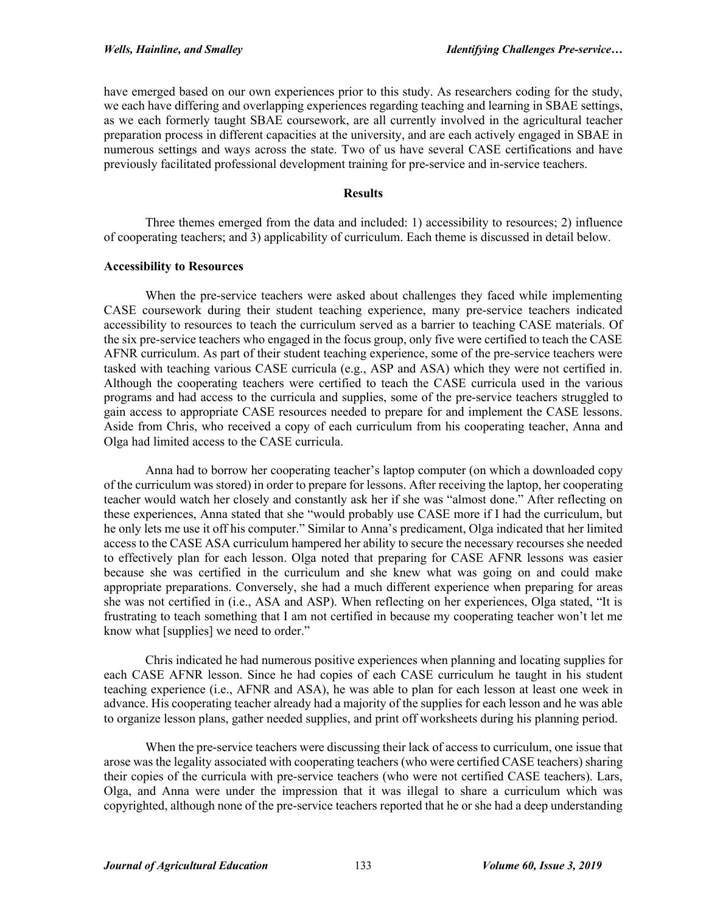have emerged based on our own experiences prior to this study. As researchers coding for the study, we each have differing and overlapping experiences regarding teaching and learning in SBAE settings, as we each formerly taught SBAE coursework, are all currently involved in the agricultural teacher preparation process in different capacities at the university, and are each actively engaged in SBAE in numerous settings and ways across the state. Two of us have several CASE certifications and have previously facilitated professional development training for pre-service and in-service teachers.

## Results

Three themes emerged from the data and included: 1) accessibility to resources; 2) influence of cooperating teachers; and 3) applicability of curriculum. Each theme is discussed in detail below.

### Accessibility to Resources

When the pre-service teachers were asked about challenges they faced while implementing CASE coursework during their student teaching experience, many pre-service teachers indicated accessibility to resources to teach the curriculum served as a barrier to teaching CASE materials. Of the six pre-service teachers who engaged in the focus group, only five were certified to teach the CASE AFNR curriculum. As part of their student teaching experience, some of the pre-service teachers were tasked with teaching various CASE curricula (e.g., ASP and ASA) which they were not certified in. Although the cooperating teachers were certified to teach the CASE curricula used in the various programs and had access to the curricula and supplies, some of the pre-service teachers struggled to gain access to appropriate CASE resources needed to prepare for and implement the CASE lessons. Aside from Chris, who received a copy of each curriculum from his cooperating teacher, Anna and Olga had limited access to the CASE curricula.

Anna had to borrow her cooperating teacher's laptop computer (on which a downloaded copy of the curriculum was stored) in order to prepare for lessons. After receiving the laptop, her cooperating teacher would watch her closely and constantly ask her if she was "almost done." After reflecting on these experiences, Anna stated that she "would probably use CASE more if I had the curriculum, but he only lets me use it off his computer." Similar to Anna's predicament, Olga indicated that her limited access to the CASE ASA curriculum hampered her ability to secure the necessary recourses she needed to effectively plan for each lesson. Olga noted that preparing for CASE AFNR lessons was easier because she was certified in the curriculum and she knew what was going on and could make appropriate preparations. Conversely, she had a much different experience when preparing for areas she was not certified in (i.e., ASA and ASP). When reflecting on her experiences, Olga stated, "It is frustrating to teach something that I am not certified in because my cooperating teacher won't let me know what [supplies] we need to order."

Chris indicated he had numerous positive experiences when planning and locating supplies for each CASE AFNR lesson. Since he had copies of each CASE curriculum he taught in his student teaching experience (i.e., AFNR and ASA), he was able to plan for each lesson at least one week in advance. His cooperating teacher already had a majority of the supplies for each lesson and he was able to organize lesson plans, gather needed supplies, and print off worksheets during his planning period.

When the pre-service teachers were discussing their lack of access to curriculum, one issue that arose was the legality associated with cooperating teachers (who were certified CASE teachers) sharing their copies of the curricula with pre-service teachers (who were not certified CASE teachers). Lars, Olga, and Anna were under the impression that it was illegal to share a curriculum which was copyrighted, although none of the pre-service teachers reported that he or she had a deep understanding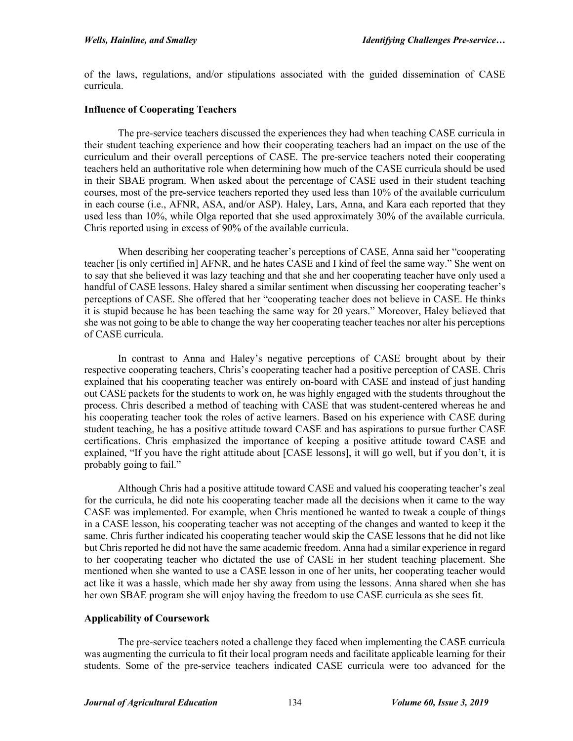of the laws, regulations, and/or stipulations associated with the guided dissemination of CASE curricula.

### Influence of Cooperating Teachers

The pre-service teachers discussed the experiences they had when teaching CASE curricula in their student teaching experience and how their cooperating teachers had an impact on the use of the curriculum and their overall perceptions of CASE. The pre-service teachers noted their cooperating teachers held an authoritative role when determining how much of the CASE curricula should be used in their SBAE program. When asked about the percentage of CASE used in their student teaching courses, most of the pre-service teachers reported they used less than 10% of the available curriculum in each course (i.e., AFNR, ASA, and/or ASP). Haley, Lars, Anna, and Kara each reported that they used less than 10%, while Olga reported that she used approximately 30% of the available curricula. Chris reported using in excess of 90% of the available curricula.

When describing her cooperating teacher's perceptions of CASE, Anna said her "cooperating teacher [is only certified in] AFNR, and he hates CASE and I kind of feel the same way." She went on to say that she believed it was lazy teaching and that she and her cooperating teacher have only used a handful of CASE lessons. Haley shared a similar sentiment when discussing her cooperating teacher's perceptions of CASE. She offered that her "cooperating teacher does not believe in CASE. He thinks it is stupid because he has been teaching the same way for 20 years." Moreover, Haley believed that she was not going to be able to change the way her cooperating teacher teaches nor alter his perceptions of CASE curricula.

In contrast to Anna and Haley's negative perceptions of CASE brought about by their respective cooperating teachers, Chris's cooperating teacher had a positive perception of CASE. Chris explained that his cooperating teacher was entirely on-board with CASE and instead of just handing out CASE packets for the students to work on, he was highly engaged with the students throughout the process. Chris described a method of teaching with CASE that was student-centered whereas he and his cooperating teacher took the roles of active learners. Based on his experience with CASE during student teaching, he has a positive attitude toward CASE and has aspirations to pursue further CASE certifications. Chris emphasized the importance of keeping a positive attitude toward CASE and explained, "If you have the right attitude about [CASE lessons], it will go well, but if you don't, it is probably going to fail."

Although Chris had a positive attitude toward CASE and valued his cooperating teacher's zeal for the curricula, he did note his cooperating teacher made all the decisions when it came to the way CASE was implemented. For example, when Chris mentioned he wanted to tweak a couple of things in a CASE lesson, his cooperating teacher was not accepting of the changes and wanted to keep it the same. Chris further indicated his cooperating teacher would skip the CASE lessons that he did not like but Chris reported he did not have the same academic freedom. Anna had a similar experience in regard to her cooperating teacher who dictated the use of CASE in her student teaching placement. She mentioned when she wanted to use a CASE lesson in one of her units, her cooperating teacher would act like it was a hassle, which made her shy away from using the lessons. Anna shared when she has her own SBAE program she will enjoy having the freedom to use CASE curricula as she sees fit.

### Applicability of Coursework

The pre-service teachers noted a challenge they faced when implementing the CASE curricula was augmenting the curricula to fit their local program needs and facilitate applicable learning for their students. Some of the pre-service teachers indicated CASE curricula were too advanced for the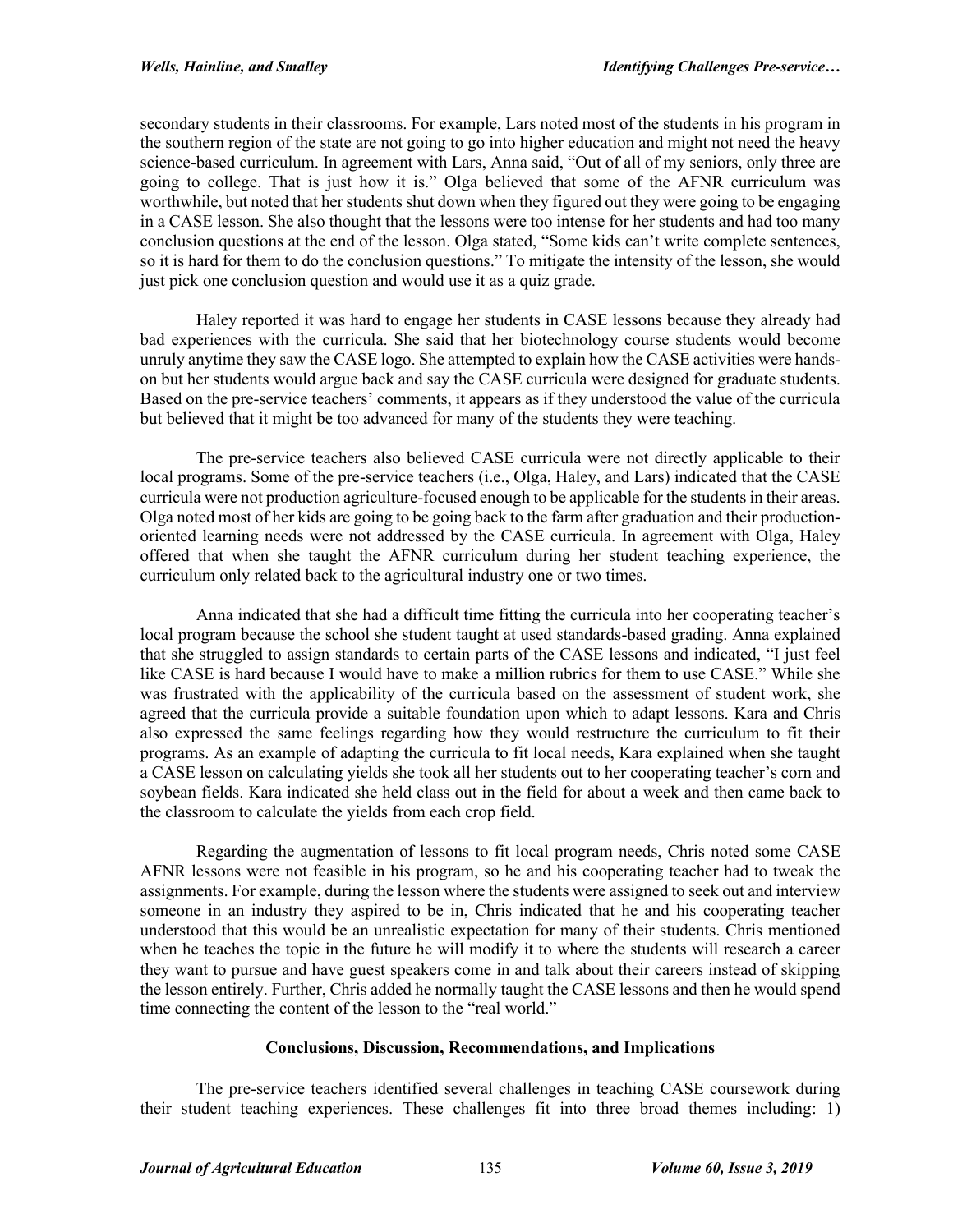secondary students in their classrooms. For example, Lars noted most of the students in his program in the southern region of the state are not going to go into higher education and might not need the heavy science-based curriculum. In agreement with Lars, Anna said, "Out of all of my seniors, only three are going to college. That is just how it is." Olga believed that some of the AFNR curriculum was worthwhile, but noted that her students shut down when they figured out they were going to be engaging in a CASE lesson. She also thought that the lessons were too intense for her students and had too many conclusion questions at the end of the lesson. Olga stated, "Some kids can't write complete sentences, so it is hard for them to do the conclusion questions." To mitigate the intensity of the lesson, she would just pick one conclusion question and would use it as a quiz grade.

Haley reported it was hard to engage her students in CASE lessons because they already had bad experiences with the curricula. She said that her biotechnology course students would become unruly anytime they saw the CASE logo. She attempted to explain how the CASE activities were hands-on but her students would argue back and say the CASE curricula were designed for graduate students. Based on the pre-service teachers' comments, it appears as if they understood the value of the curricula but believed that it might be too advanced for many of the students they were teaching.

The pre-service teachers also believed CASE curricula were not directly applicable to their local programs. Some of the pre-service teachers (i.e., Olga, Haley, and Lars) indicated that the CASE curricula were not production agriculture-focused enough to be applicable for the students in their areas. Olga noted most of her kids are going to be going back to the farm after graduation and their production-oriented learning needs were not addressed by the CASE curricula. In agreement with Olga, Haley offered that when she taught the AFNR curriculum during her student teaching experience, the curriculum only related back to the agricultural industry one or two times.

Anna indicated that she had a difficult time fitting the curricula into her cooperating teacher's local program because the school she student taught at used standards-based grading. Anna explained that she struggled to assign standards to certain parts of the CASE lessons and indicated, "I just feel like CASE is hard because I would have to make a million rubrics for them to use CASE." While she was frustrated with the applicability of the curricula based on the assessment of student work, she agreed that the curricula provide a suitable foundation upon which to adapt lessons. Kara and Chris also expressed the same feelings regarding how they would restructure the curriculum to fit their programs. As an example of adapting the curricula to fit local needs, Kara explained when she taught a CASE lesson on calculating yields she took all her students out to her cooperating teacher's corn and soybean fields. Kara indicated she held class out in the field for about a week and then came back to the classroom to calculate the yields from each crop field.

Regarding the augmentation of lessons to fit local program needs, Chris noted some CASE AFNR lessons were not feasible in his program, so he and his cooperating teacher had to tweak the assignments. For example, during the lesson where the students were assigned to seek out and interview someone in an industry they aspired to be in, Chris indicated that he and his cooperating teacher understood that this would be an unrealistic expectation for many of their students. Chris mentioned when he teaches the topic in the future he will modify it to where the students will research a career they want to pursue and have guest speakers come in and talk about their careers instead of skipping the lesson entirely. Further, Chris added he normally taught the CASE lessons and then he would spend time connecting the content of the lesson to the "real world."

## Conclusions, Discussion, Recommendations, and Implications

The pre-service teachers identified several challenges in teaching CASE coursework during their student teaching experiences. These challenges fit into three broad themes including: 1)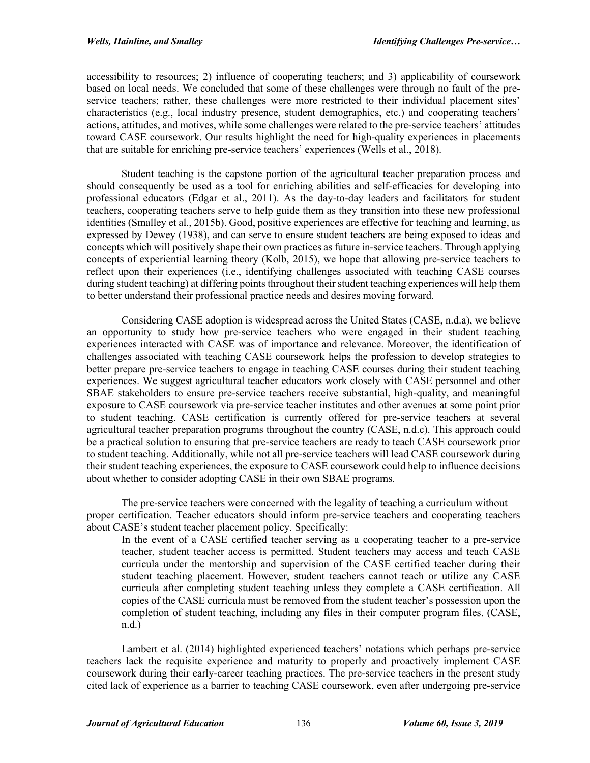accessibility to resources; 2) influence of cooperating teachers; and 3) applicability of coursework based on local needs. We concluded that some of these challenges were through no fault of the pre-service teachers; rather, these challenges were more restricted to their individual placement sites' characteristics (e.g., local industry presence, student demographics, etc.) and cooperating teachers' actions, attitudes, and motives, while some challenges were related to the pre-service teachers' attitudes toward CASE coursework. Our results highlight the need for high-quality experiences in placements that are suitable for enriching pre-service teachers' experiences (Wells et al., 2018).

Student teaching is the capstone portion of the agricultural teacher preparation process and should consequently be used as a tool for enriching abilities and self-efficacies for developing into professional educators (Edgar et al., 2011). As the day-to-day leaders and facilitators for student teachers, cooperating teachers serve to help guide them as they transition into these new professional identities (Smalley et al., 2015b). Good, positive experiences are effective for teaching and learning, as expressed by Dewey (1938), and can serve to ensure student teachers are being exposed to ideas and concepts which will positively shape their own practices as future in-service teachers. Through applying concepts of experiential learning theory (Kolb, 2015), we hope that allowing pre-service teachers to reflect upon their experiences (i.e., identifying challenges associated with teaching CASE courses during student teaching) at differing points throughout their student teaching experiences will help them to better understand their professional practice needs and desires moving forward.

Considering CASE adoption is widespread across the United States (CASE, n.d.a), we believe an opportunity to study how pre-service teachers who were engaged in their student teaching experiences interacted with CASE was of importance and relevance. Moreover, the identification of challenges associated with teaching CASE coursework helps the profession to develop strategies to better prepare pre-service teachers to engage in teaching CASE courses during their student teaching experiences. We suggest agricultural teacher educators work closely with CASE personnel and other SBAE stakeholders to ensure pre-service teachers receive substantial, high-quality, and meaningful exposure to CASE coursework via pre-service teacher institutes and other avenues at some point prior to student teaching. CASE certification is currently offered for pre-service teachers at several agricultural teacher preparation programs throughout the country (CASE, n.d.c). This approach could be a practical solution to ensuring that pre-service teachers are ready to teach CASE coursework prior to student teaching. Additionally, while not all pre-service teachers will lead CASE coursework during their student teaching experiences, the exposure to CASE coursework could help to influence decisions about whether to consider adopting CASE in their own SBAE programs.

The pre-service teachers were concerned with the legality of teaching a curriculum without proper certification. Teacher educators should inform pre-service teachers and cooperating teachers about CASE's student teacher placement policy. Specifically:

> In the event of a CASE certified teacher serving as a cooperating teacher to a pre-service teacher, student teacher access is permitted. Student teachers may access and teach CASE curricula under the mentorship and supervision of the CASE certified teacher during their student teaching placement. However, student teachers cannot teach or utilize any CASE curricula after completing student teaching unless they complete a CASE certification. All copies of the CASE curricula must be removed from the student teacher's possession upon the completion of student teaching, including any files in their computer program files. (CASE, n.d.)

Lambert et al. (2014) highlighted experienced teachers' notations which perhaps pre-service teachers lack the requisite experience and maturity to properly and proactively implement CASE coursework during their early-career teaching practices. The pre-service teachers in the present study cited lack of experience as a barrier to teaching CASE coursework, even after undergoing pre-service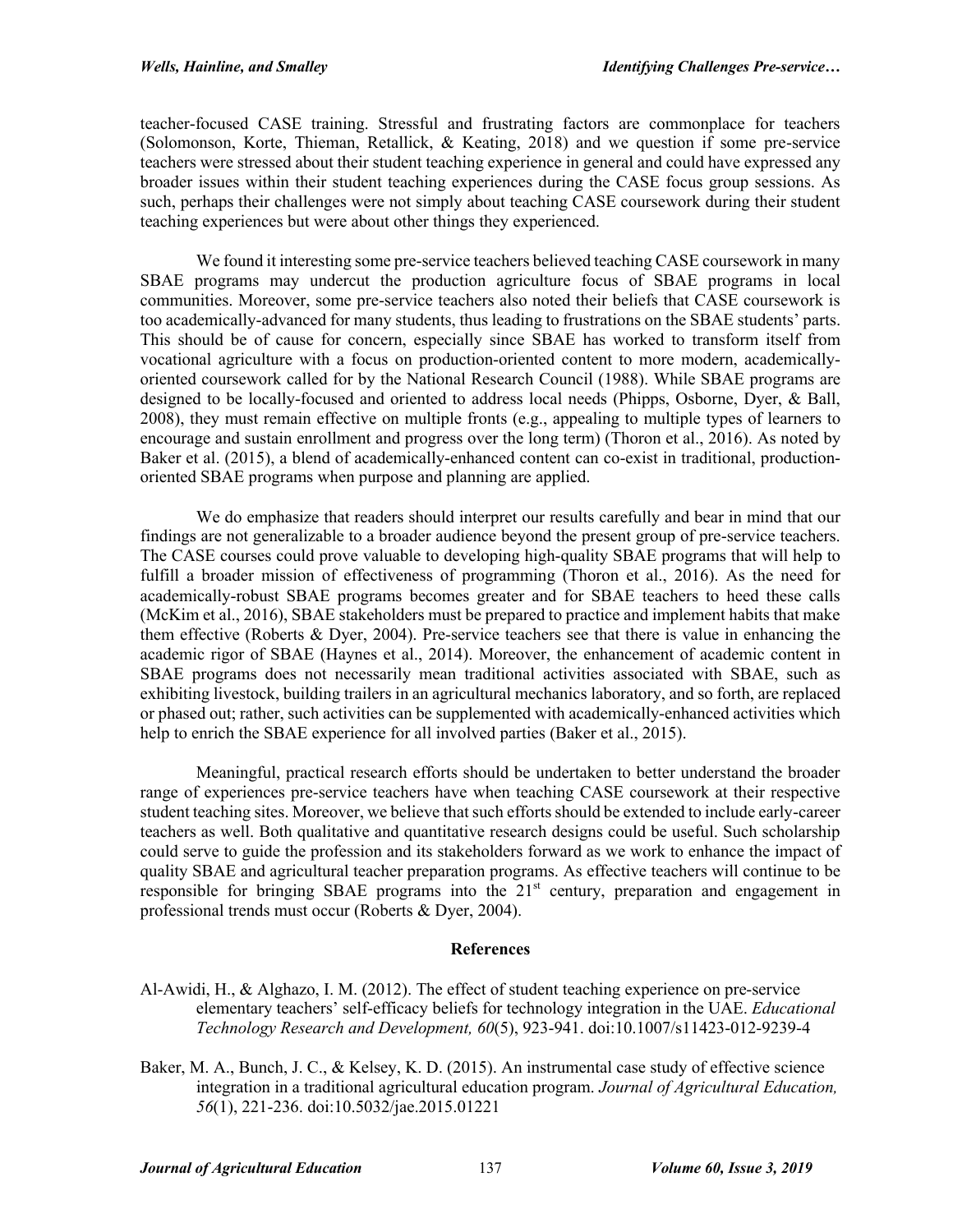teacher-focused CASE training. Stressful and frustrating factors are commonplace for teachers (Solomonson, Korte, Thieman, Retallick, & Keating, 2018) and we question if some pre-service teachers were stressed about their student teaching experience in general and could have expressed any broader issues within their student teaching experiences during the CASE focus group sessions. As such, perhaps their challenges were not simply about teaching CASE coursework during their student teaching experiences but were about other things they experienced.

We found it interesting some pre-service teachers believed teaching CASE coursework in many SBAE programs may undercut the production agriculture focus of SBAE programs in local communities. Moreover, some pre-service teachers also noted their beliefs that CASE coursework is too academically-advanced for many students, thus leading to frustrations on the SBAE students' parts. This should be of cause for concern, especially since SBAE has worked to transform itself from vocational agriculture with a focus on production-oriented content to more modern, academically-oriented coursework called for by the National Research Council (1988). While SBAE programs are designed to be locally-focused and oriented to address local needs (Phipps, Osborne, Dyer, & Ball, 2008), they must remain effective on multiple fronts (e.g., appealing to multiple types of learners to encourage and sustain enrollment and progress over the long term) (Thoron et al., 2016). As noted by Baker et al. (2015), a blend of academically-enhanced content can co-exist in traditional, production-oriented SBAE programs when purpose and planning are applied.

We do emphasize that readers should interpret our results carefully and bear in mind that our findings are not generalizable to a broader audience beyond the present group of pre-service teachers. The CASE courses could prove valuable to developing high-quality SBAE programs that will help to fulfill a broader mission of effectiveness of programming (Thoron et al., 2016). As the need for academically-robust SBAE programs becomes greater and for SBAE teachers to heed these calls (McKim et al., 2016), SBAE stakeholders must be prepared to practice and implement habits that make them effective (Roberts & Dyer, 2004). Pre-service teachers see that there is value in enhancing the academic rigor of SBAE (Haynes et al., 2014). Moreover, the enhancement of academic content in SBAE programs does not necessarily mean traditional activities associated with SBAE, such as exhibiting livestock, building trailers in an agricultural mechanics laboratory, and so forth, are replaced or phased out; rather, such activities can be supplemented with academically-enhanced activities which help to enrich the SBAE experience for all involved parties (Baker et al., 2015).

Meaningful, practical research efforts should be undertaken to better understand the broader range of experiences pre-service teachers have when teaching CASE coursework at their respective student teaching sites. Moreover, we believe that such efforts should be extended to include early-career teachers as well. Both qualitative and quantitative research designs could be useful. Such scholarship could serve to guide the profession and its stakeholders forward as we work to enhance the impact of quality SBAE and agricultural teacher preparation programs. As effective teachers will continue to be responsible for bringing SBAE programs into the 21st century, preparation and engagement in professional trends must occur (Roberts & Dyer, 2004).

## References

Al-Awidi, H., & Alghazo, I. M. (2012). The effect of student teaching experience on pre-service elementary teachers' self-efficacy beliefs for technology integration in the UAE. *Educational Technology Research and Development, 60*(5), 923-941. doi:10.1007/s11423-012-9239-4

Baker, M. A., Bunch, J. C., & Kelsey, K. D. (2015). An instrumental case study of effective science integration in a traditional agricultural education program. *Journal of Agricultural Education, 56*(1), 221-236. doi:10.5032/jae.2015.01221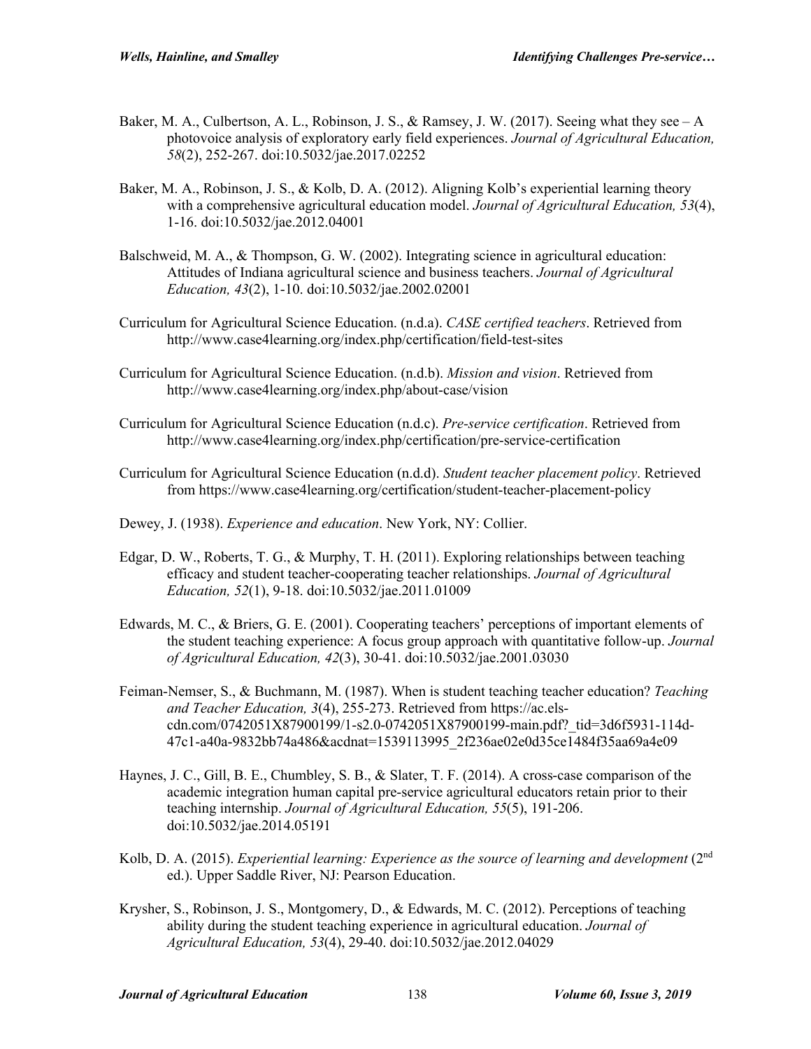Baker, M. A., Culbertson, A. L., Robinson, J. S., & Ramsey, J. W. (2017). Seeing what they see – A photovoice analysis of exploratory early field experiences. *Journal of Agricultural Education, 58*(2), 252-267. doi:10.5032/jae.2017.02252

Baker, M. A., Robinson, J. S., & Kolb, D. A. (2012). Aligning Kolb's experiential learning theory with a comprehensive agricultural education model. *Journal of Agricultural Education, 53*(4), 1-16. doi:10.5032/jae.2012.04001

Balschweid, M. A., & Thompson, G. W. (2002). Integrating science in agricultural education: Attitudes of Indiana agricultural science and business teachers. *Journal of Agricultural Education, 43*(2), 1-10. doi:10.5032/jae.2002.02001

Curriculum for Agricultural Science Education. (n.d.a). *CASE certified teachers*. Retrieved from http://www.case4learning.org/index.php/certification/field-test-sites

Curriculum for Agricultural Science Education. (n.d.b). *Mission and vision*. Retrieved from http://www.case4learning.org/index.php/about-case/vision

Curriculum for Agricultural Science Education (n.d.c). *Pre-service certification*. Retrieved from http://www.case4learning.org/index.php/certification/pre-service-certification

Curriculum for Agricultural Science Education (n.d.d). *Student teacher placement policy*. Retrieved from https://www.case4learning.org/certification/student-teacher-placement-policy

Dewey, J. (1938). *Experience and education*. New York, NY: Collier.

Edgar, D. W., Roberts, T. G., & Murphy, T. H. (2011). Exploring relationships between teaching efficacy and student teacher-cooperating teacher relationships. *Journal of Agricultural Education, 52*(1), 9-18. doi:10.5032/jae.2011.01009

Edwards, M. C., & Briers, G. E. (2001). Cooperating teachers' perceptions of important elements of the student teaching experience: A focus group approach with quantitative follow-up. *Journal of Agricultural Education, 42*(3), 30-41. doi:10.5032/jae.2001.03030

Feiman-Nemser, S., & Buchmann, M. (1987). When is student teaching teacher education? *Teaching and Teacher Education, 3*(4), 255-273. Retrieved from https://ac.els-cdn.com/0742051X87900199/1-s2.0-0742051X87900199-main.pdf?_tid=3d6f5931-114d-47c1-a40a-9832bb74a486&acdnat=1539113995_2f236ae02e0d35ce1484f35aa69a4e09

Haynes, J. C., Gill, B. E., Chumbley, S. B., & Slater, T. F. (2014). A cross-case comparison of the academic integration human capital pre-service agricultural educators retain prior to their teaching internship. *Journal of Agricultural Education, 55*(5), 191-206. doi:10.5032/jae.2014.05191

Kolb, D. A. (2015). *Experiential learning: Experience as the source of learning and development* (2nd ed.). Upper Saddle River, NJ: Pearson Education.

Krysher, S., Robinson, J. S., Montgomery, D., & Edwards, M. C. (2012). Perceptions of teaching ability during the student teaching experience in agricultural education. *Journal of Agricultural Education, 53*(4), 29-40. doi:10.5032/jae.2012.04029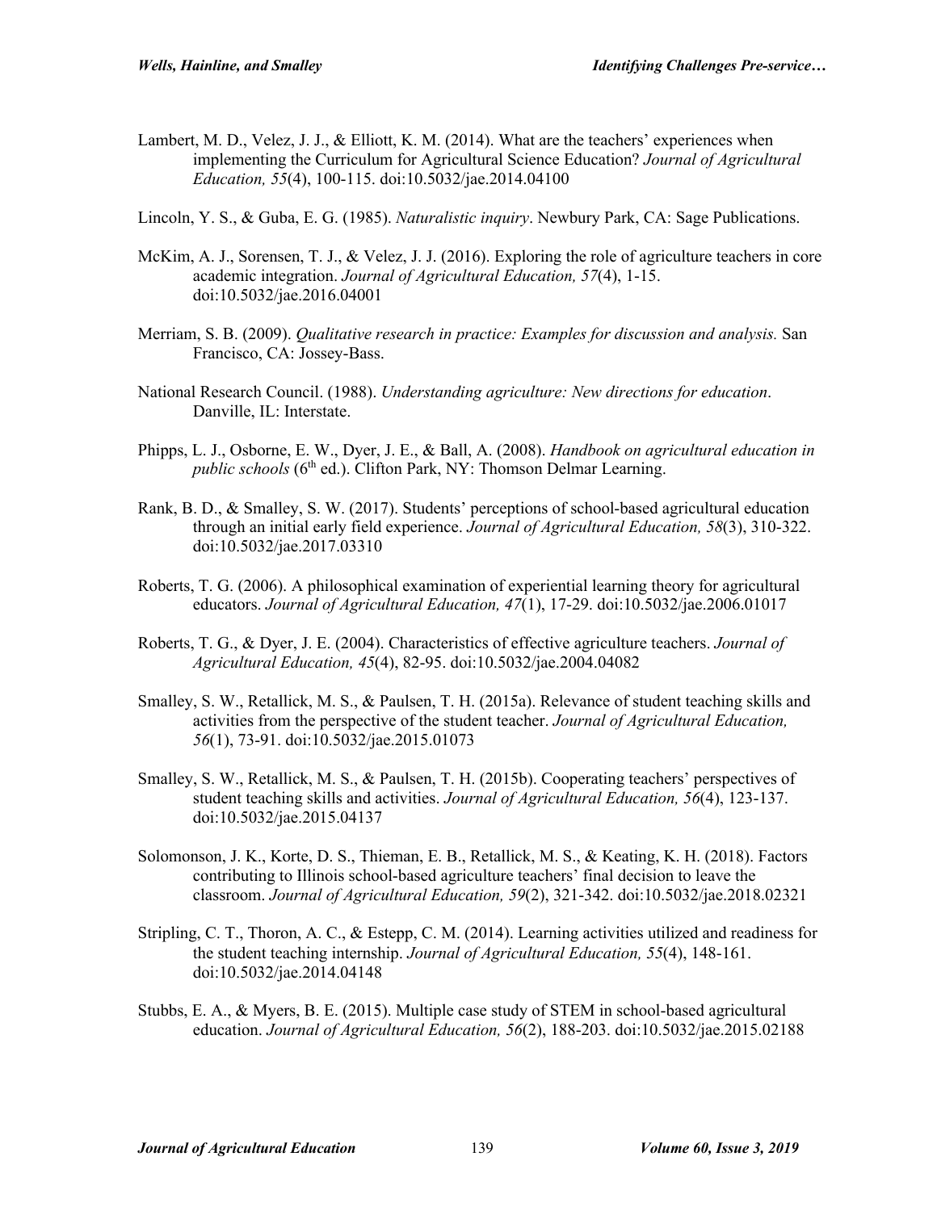Lambert, M. D., Velez, J. J., & Elliott, K. M. (2014). What are the teachers' experiences when implementing the Curriculum for Agricultural Science Education? *Journal of Agricultural Education, 55*(4), 100-115. doi:10.5032/jae.2014.04100

Lincoln, Y. S., & Guba, E. G. (1985). *Naturalistic inquiry*. Newbury Park, CA: Sage Publications.

McKim, A. J., Sorensen, T. J., & Velez, J. J. (2016). Exploring the role of agriculture teachers in core academic integration. *Journal of Agricultural Education, 57*(4), 1-15. doi:10.5032/jae.2016.04001

Merriam, S. B. (2009). *Qualitative research in practice: Examples for discussion and analysis.* San Francisco, CA: Jossey-Bass.

National Research Council. (1988). *Understanding agriculture: New directions for education*. Danville, IL: Interstate.

Phipps, L. J., Osborne, E. W., Dyer, J. E., & Ball, A. (2008). *Handbook on agricultural education in public schools* (6th ed.). Clifton Park, NY: Thomson Delmar Learning.

Rank, B. D., & Smalley, S. W. (2017). Students' perceptions of school-based agricultural education through an initial early field experience. *Journal of Agricultural Education, 58*(3), 310-322. doi:10.5032/jae.2017.03310

Roberts, T. G. (2006). A philosophical examination of experiential learning theory for agricultural educators. *Journal of Agricultural Education, 47*(1), 17-29. doi:10.5032/jae.2006.01017

Roberts, T. G., & Dyer, J. E. (2004). Characteristics of effective agriculture teachers. *Journal of Agricultural Education, 45*(4), 82-95. doi:10.5032/jae.2004.04082

Smalley, S. W., Retallick, M. S., & Paulsen, T. H. (2015a). Relevance of student teaching skills and activities from the perspective of the student teacher. *Journal of Agricultural Education, 56*(1), 73-91. doi:10.5032/jae.2015.01073

Smalley, S. W., Retallick, M. S., & Paulsen, T. H. (2015b). Cooperating teachers' perspectives of student teaching skills and activities. *Journal of Agricultural Education, 56*(4), 123-137. doi:10.5032/jae.2015.04137

Solomonson, J. K., Korte, D. S., Thieman, E. B., Retallick, M. S., & Keating, K. H. (2018). Factors contributing to Illinois school-based agriculture teachers' final decision to leave the classroom. *Journal of Agricultural Education, 59*(2), 321-342. doi:10.5032/jae.2018.02321

Stripling, C. T., Thoron, A. C., & Estepp, C. M. (2014). Learning activities utilized and readiness for the student teaching internship. *Journal of Agricultural Education, 55*(4), 148-161. doi:10.5032/jae.2014.04148

Stubbs, E. A., & Myers, B. E. (2015). Multiple case study of STEM in school-based agricultural education. *Journal of Agricultural Education, 56*(2), 188-203. doi:10.5032/jae.2015.02188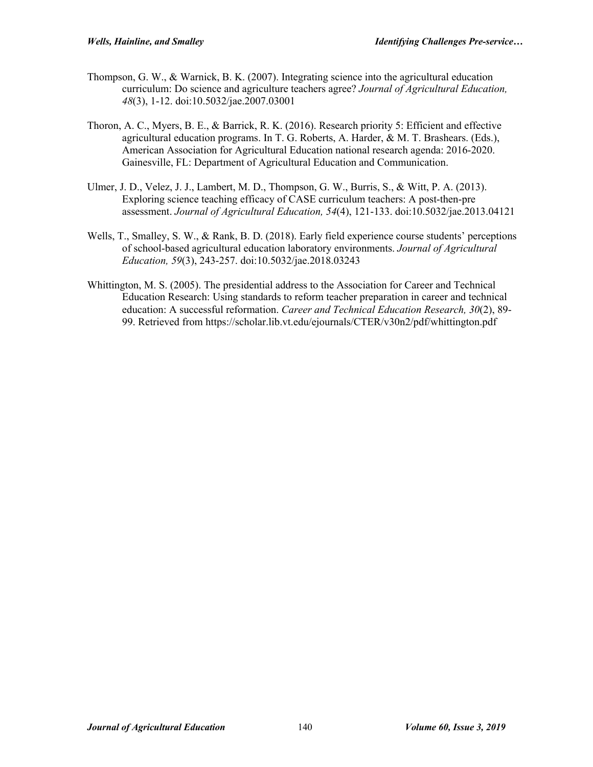Thompson, G. W., & Warnick, B. K. (2007). Integrating science into the agricultural education curriculum: Do science and agriculture teachers agree? *Journal of Agricultural Education, 48*(3), 1-12. doi:10.5032/jae.2007.03001

Thoron, A. C., Myers, B. E., & Barrick, R. K. (2016). Research priority 5: Efficient and effective agricultural education programs. In T. G. Roberts, A. Harder, & M. T. Brashears. (Eds.), American Association for Agricultural Education national research agenda: 2016-2020. Gainesville, FL: Department of Agricultural Education and Communication.

Ulmer, J. D., Velez, J. J., Lambert, M. D., Thompson, G. W., Burris, S., & Witt, P. A. (2013). Exploring science teaching efficacy of CASE curriculum teachers: A post-then-pre assessment. *Journal of Agricultural Education, 54*(4), 121-133. doi:10.5032/jae.2013.04121

Wells, T., Smalley, S. W., & Rank, B. D. (2018). Early field experience course students' perceptions of school-based agricultural education laboratory environments. *Journal of Agricultural Education, 59*(3), 243-257. doi:10.5032/jae.2018.03243

Whittington, M. S. (2005). The presidential address to the Association for Career and Technical Education Research: Using standards to reform teacher preparation in career and technical education: A successful reformation. *Career and Technical Education Research, 30*(2), 89-99. Retrieved from https://scholar.lib.vt.edu/ejournals/CTER/v30n2/pdf/whittington.pdf